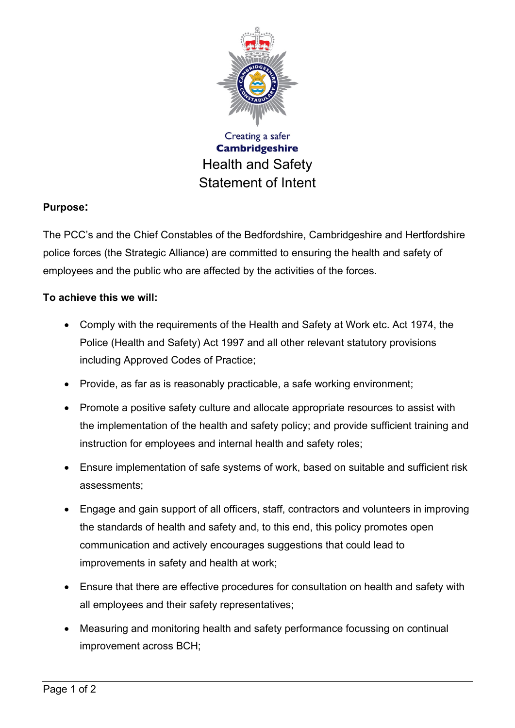Creating a safer
**Cambridgeshire**

# Health and Safety Statement of Intent

**Purpose:**

The PCC's and the Chief Constables of the Bedfordshire, Cambridgeshire and Hertfordshire police forces (the Strategic Alliance) are committed to ensuring the health and safety of employees and the public who are affected by the activities of the forces.

**To achieve this we will:**

- Comply with the requirements of the Health and Safety at Work etc. Act 1974, the Police (Health and Safety) Act 1997 and all other relevant statutory provisions including Approved Codes of Practice;
- Provide, as far as is reasonably practicable, a safe working environment;
- Promote a positive safety culture and allocate appropriate resources to assist with the implementation of the health and safety policy; and provide sufficient training and instruction for employees and internal health and safety roles;
- Ensure implementation of safe systems of work, based on suitable and sufficient risk assessments;
- Engage and gain support of all officers, staff, contractors and volunteers in improving the standards of health and safety and, to this end, this policy promotes open communication and actively encourages suggestions that could lead to improvements in safety and health at work;
- Ensure that there are effective procedures for consultation on health and safety with all employees and their safety representatives;
- Measuring and monitoring health and safety performance focussing on continual improvement across BCH;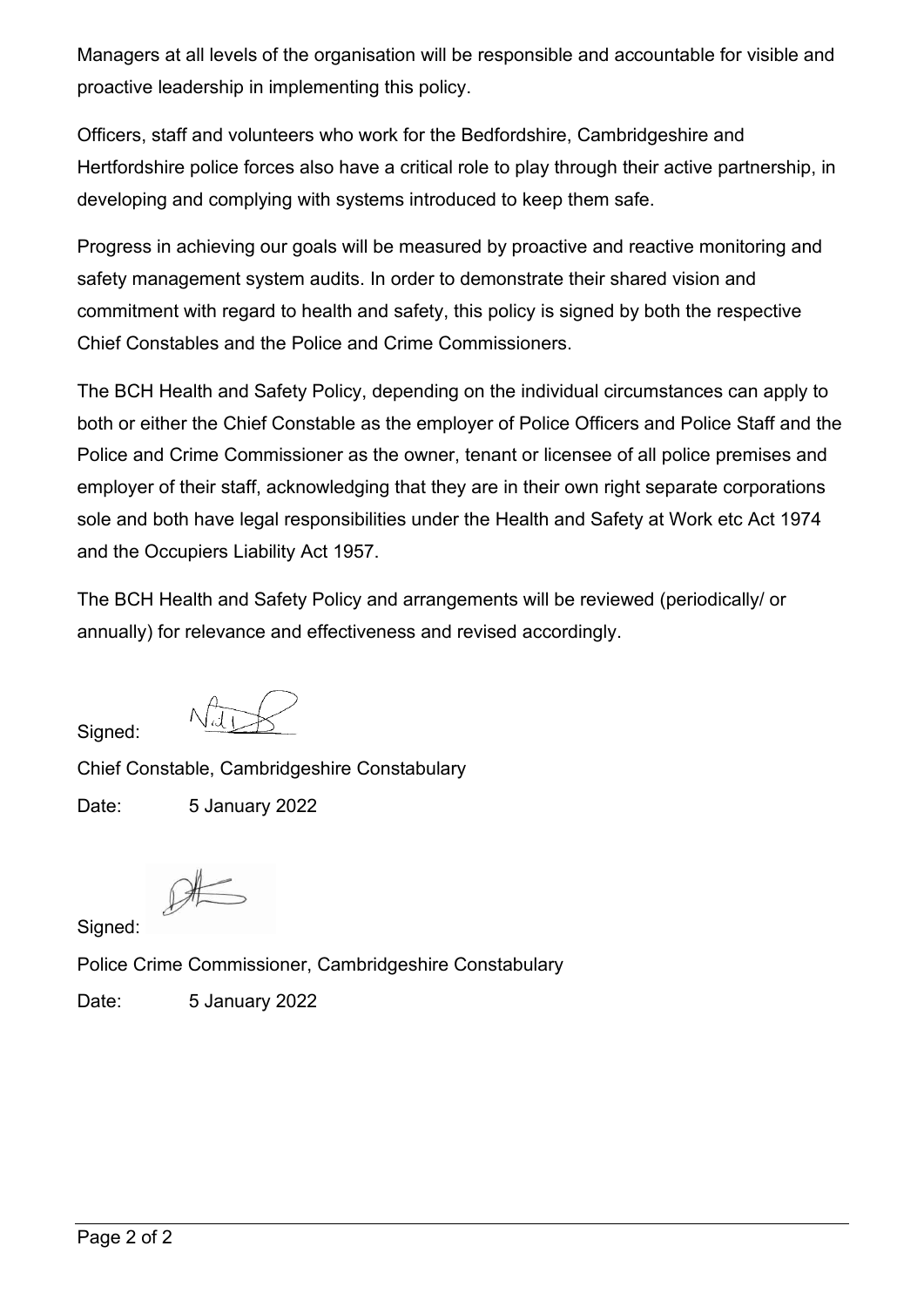Managers at all levels of the organisation will be responsible and accountable for visible and proactive leadership in implementing this policy.

Officers, staff and volunteers who work for the Bedfordshire, Cambridgeshire and Hertfordshire police forces also have a critical role to play through their active partnership, in developing and complying with systems introduced to keep them safe.

Progress in achieving our goals will be measured by proactive and reactive monitoring and safety management system audits. In order to demonstrate their shared vision and commitment with regard to health and safety, this policy is signed by both the respective Chief Constables and the Police and Crime Commissioners.

The BCH Health and Safety Policy, depending on the individual circumstances can apply to both or either the Chief Constable as the employer of Police Officers and Police Staff and the Police and Crime Commissioner as the owner, tenant or licensee of all police premises and employer of their staff, acknowledging that they are in their own right separate corporations sole and both have legal responsibilities under the Health and Safety at Work etc Act 1974 and the Occupiers Liability Act 1957.

The BCH Health and Safety Policy and arrangements will be reviewed (periodically/ or annually) for relevance and effectiveness and revised accordingly.

Signed:

Chief Constable, Cambridgeshire Constabulary

Date: 5 January 2022

Signed:

Police Crime Commissioner, Cambridgeshire Constabulary

Date: 5 January 2022